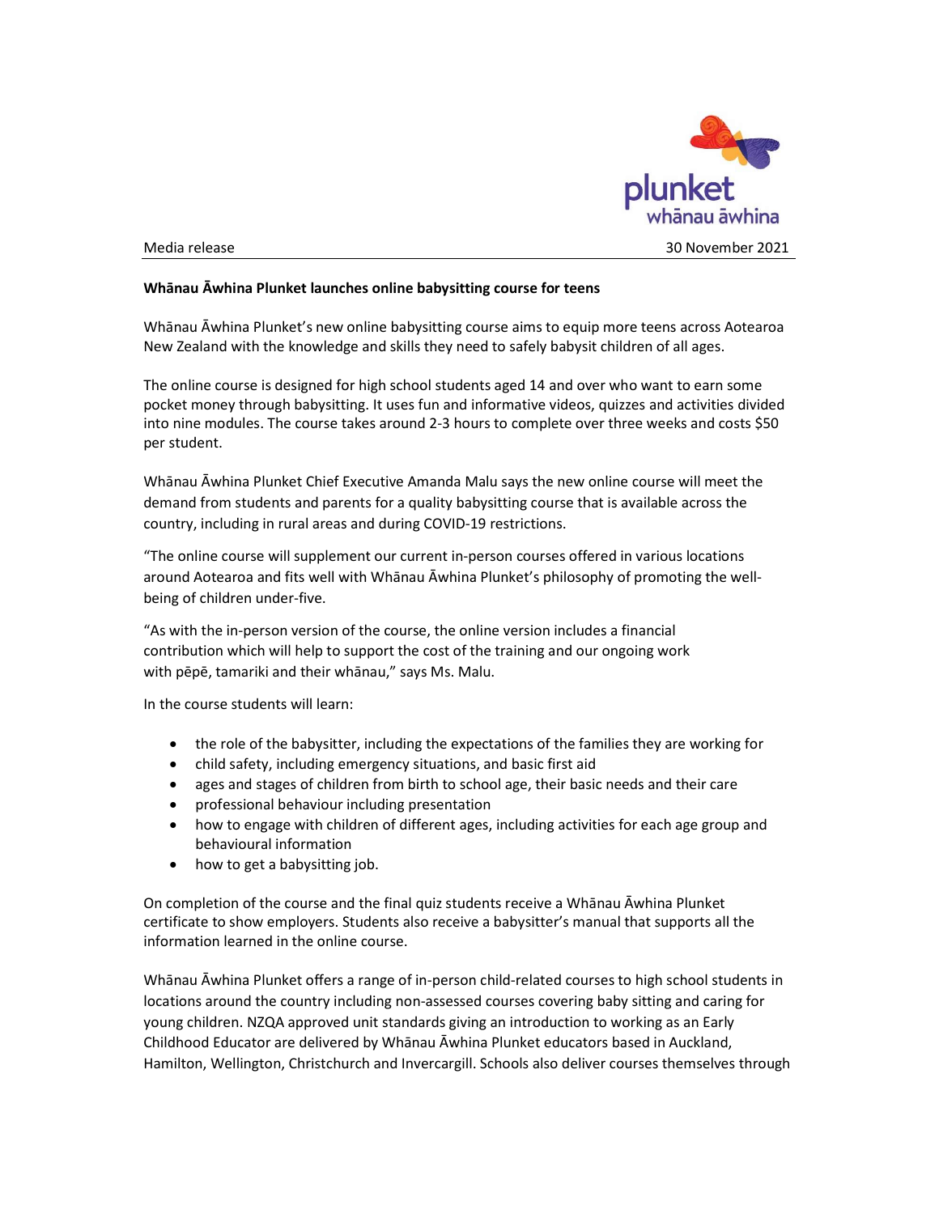Media release 30 November 2021

**Whānau Āwhina Plunket launches online babysitting course for teens**

Whānau Āwhina Plunket's new online babysitting course aims to equip more teens across Aotearoa New Zealand with the knowledge and skills they need to safely babysit children of all ages.

The online course is designed for high school students aged 14 and over who want to earn some pocket money through babysitting. It uses fun and informative videos, quizzes and activities divided into nine modules. The course takes around 2-3 hours to complete over three weeks and costs $50 per student.

Whānau Āwhina Plunket Chief Executive Amanda Malu says the new online course will meet the demand from students and parents for a quality babysitting course that is available across the country, including in rural areas and during COVID-19 restrictions.

"The online course will supplement our current in-person courses offered in various locations around Aotearoa and fits well with Whānau Āwhina Plunket's philosophy of promoting the well-being of children under-five.

"As with the in-person version of the course, the online version includes a financial contribution which will help to support the cost of the training and our ongoing work with pēpē, tamariki and their whānau," says Ms. Malu.

In the course students will learn:

- the role of the babysitter, including the expectations of the families they are working for
- child safety, including emergency situations, and basic first aid
- ages and stages of children from birth to school age, their basic needs and their care
- professional behaviour including presentation
- how to engage with children of different ages, including activities for each age group and behavioural information
- how to get a babysitting job.

On completion of the course and the final quiz students receive a Whānau Āwhina Plunket certificate to show employers. Students also receive a babysitter's manual that supports all the information learned in the online course.

Whānau Āwhina Plunket offers a range of in-person child-related courses to high school students in locations around the country including non-assessed courses covering baby sitting and caring for young children. NZQA approved unit standards giving an introduction to working as an Early Childhood Educator are delivered by Whānau Āwhina Plunket educators based in Auckland, Hamilton, Wellington, Christchurch and Invercargill. Schools also deliver courses themselves through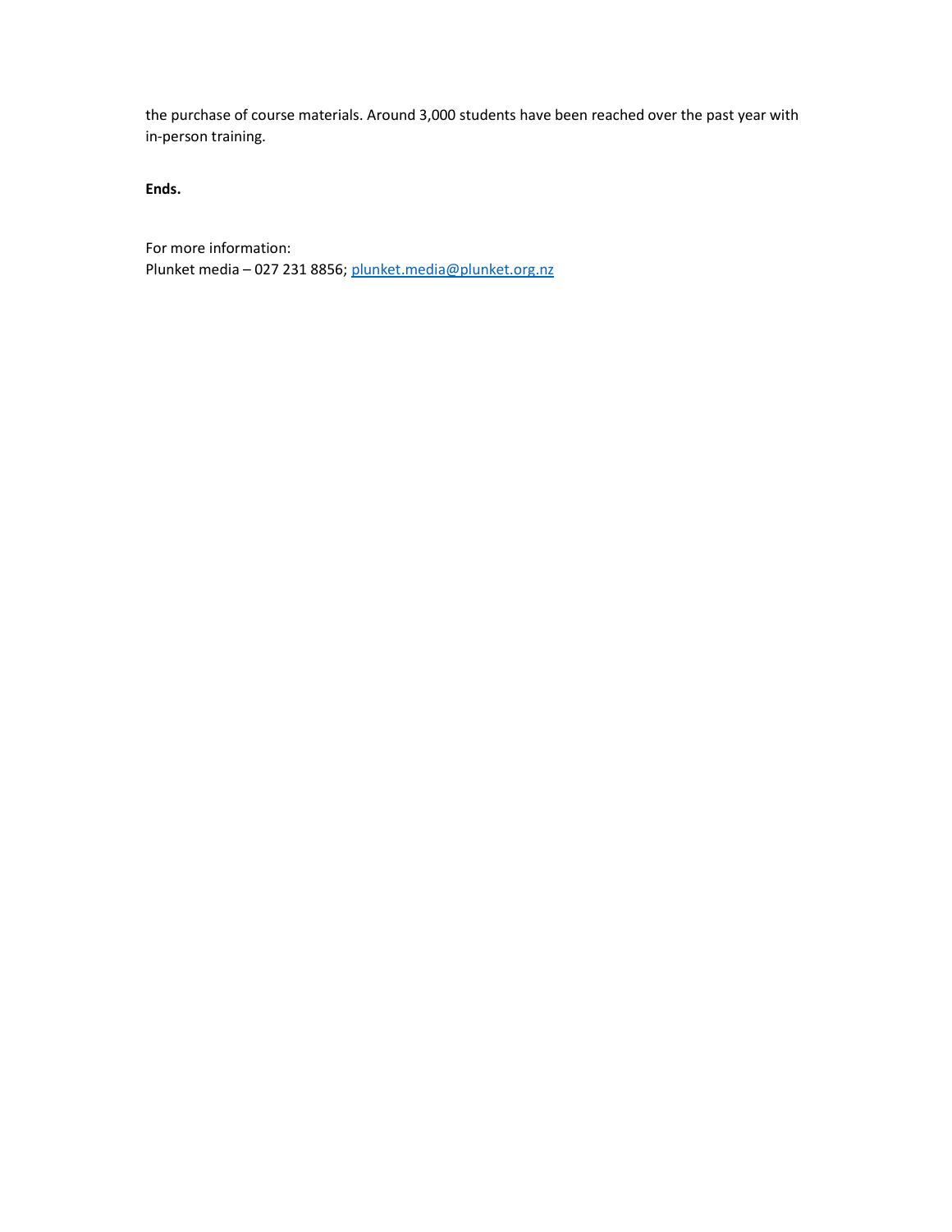the purchase of course materials. Around 3,000 students have been reached over the past year with in-person training.

**Ends.**

For more information:
Plunket media – 027 231 8856; plunket.media@plunket.org.nz